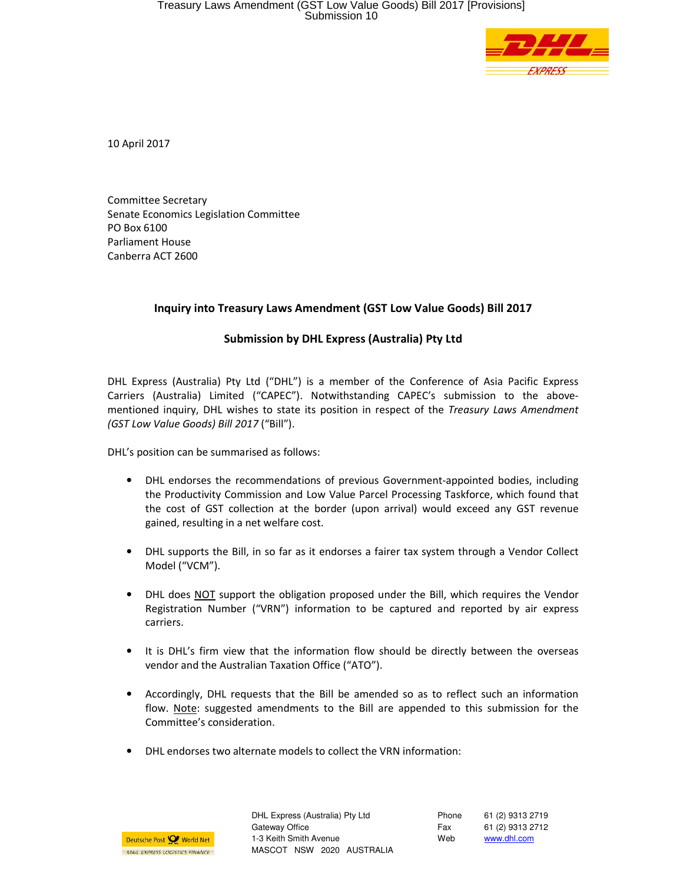10 April 2017

Committee Secretary
Senate Economics Legislation Committee
PO Box 6100
Parliament House
Canberra ACT 2600

### Inquiry into Treasury Laws Amendment (GST Low Value Goods) Bill 2017

### Submission by DHL Express (Australia) Pty Ltd

DHL Express (Australia) Pty Ltd ("DHL") is a member of the Conference of Asia Pacific Express Carriers (Australia) Limited ("CAPEC"). Notwithstanding CAPEC's submission to the above-mentioned inquiry, DHL wishes to state its position in respect of the *Treasury Laws Amendment (GST Low Value Goods) Bill 2017* ("Bill").

DHL's position can be summarised as follows:

- DHL endorses the recommendations of previous Government-appointed bodies, including the Productivity Commission and Low Value Parcel Processing Taskforce, which found that the cost of GST collection at the border (upon arrival) would exceed any GST revenue gained, resulting in a net welfare cost.

- DHL supports the Bill, in so far as it endorses a fairer tax system through a Vendor Collect Model ("VCM").

- DHL does <u>NOT</u> support the obligation proposed under the Bill, which requires the Vendor Registration Number ("VRN") information to be captured and reported by air express carriers.

- It is DHL's firm view that the information flow should be directly between the overseas vendor and the Australian Taxation Office ("ATO").

- Accordingly, DHL requests that the Bill be amended so as to reflect such an information flow. <u>Note</u>: suggested amendments to the Bill are appended to this submission for the Committee's consideration.

- DHL endorses two alternate models to collect the VRN information:

DHL Express (Australia) Pty Ltd
Gateway Office
1-3 Keith Smith Avenue
MASCOT NSW 2020 AUSTRALIA

Phone 61 (2) 9313 2719
Fax 61 (2) 9313 2712
Web www.dhl.com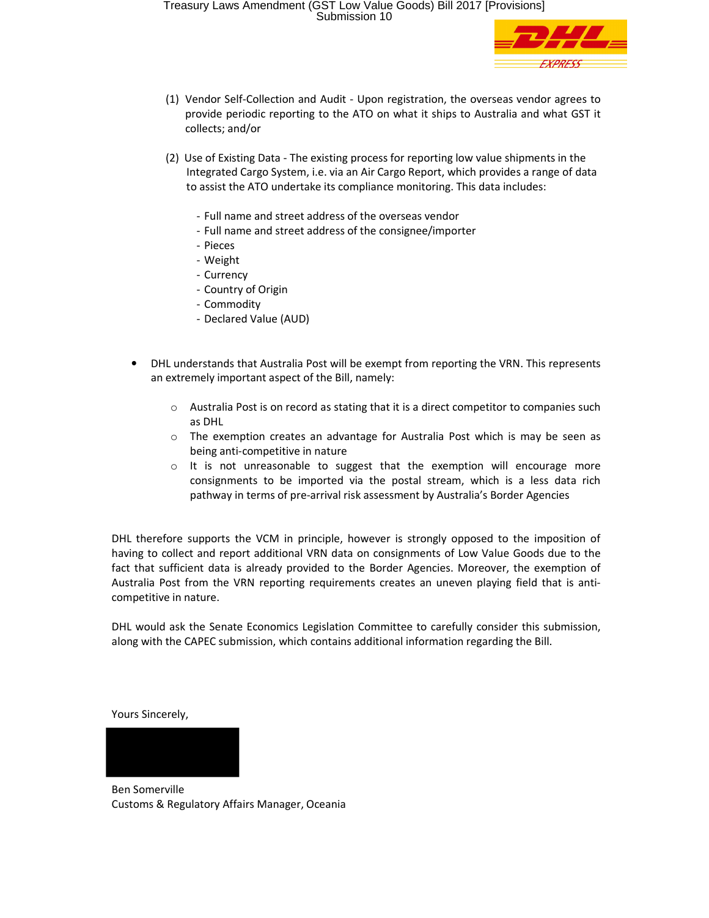(1) Vendor Self-Collection and Audit - Upon registration, the overseas vendor agrees to provide periodic reporting to the ATO on what it ships to Australia and what GST it collects; and/or

(2) Use of Existing Data - The existing process for reporting low value shipments in the Integrated Cargo System, i.e. via an Air Cargo Report, which provides a range of data to assist the ATO undertake its compliance monitoring. This data includes:

- Full name and street address of the overseas vendor
- Full name and street address of the consignee/importer
- Pieces
- Weight
- Currency
- Country of Origin
- Commodity
- Declared Value (AUD)

- DHL understands that Australia Post will be exempt from reporting the VRN. This represents an extremely important aspect of the Bill, namely:
  - Australia Post is on record as stating that it is a direct competitor to companies such as DHL
  - The exemption creates an advantage for Australia Post which is may be seen as being anti-competitive in nature
  - It is not unreasonable to suggest that the exemption will encourage more consignments to be imported via the postal stream, which is a less data rich pathway in terms of pre-arrival risk assessment by Australia's Border Agencies

DHL therefore supports the VCM in principle, however is strongly opposed to the imposition of having to collect and report additional VRN data on consignments of Low Value Goods due to the fact that sufficient data is already provided to the Border Agencies. Moreover, the exemption of Australia Post from the VRN reporting requirements creates an uneven playing field that is anti-competitive in nature.

DHL would ask the Senate Economics Legislation Committee to carefully consider this submission, along with the CAPEC submission, which contains additional information regarding the Bill.

Yours Sincerely,

Ben Somerville
Customs & Regulatory Affairs Manager, Oceania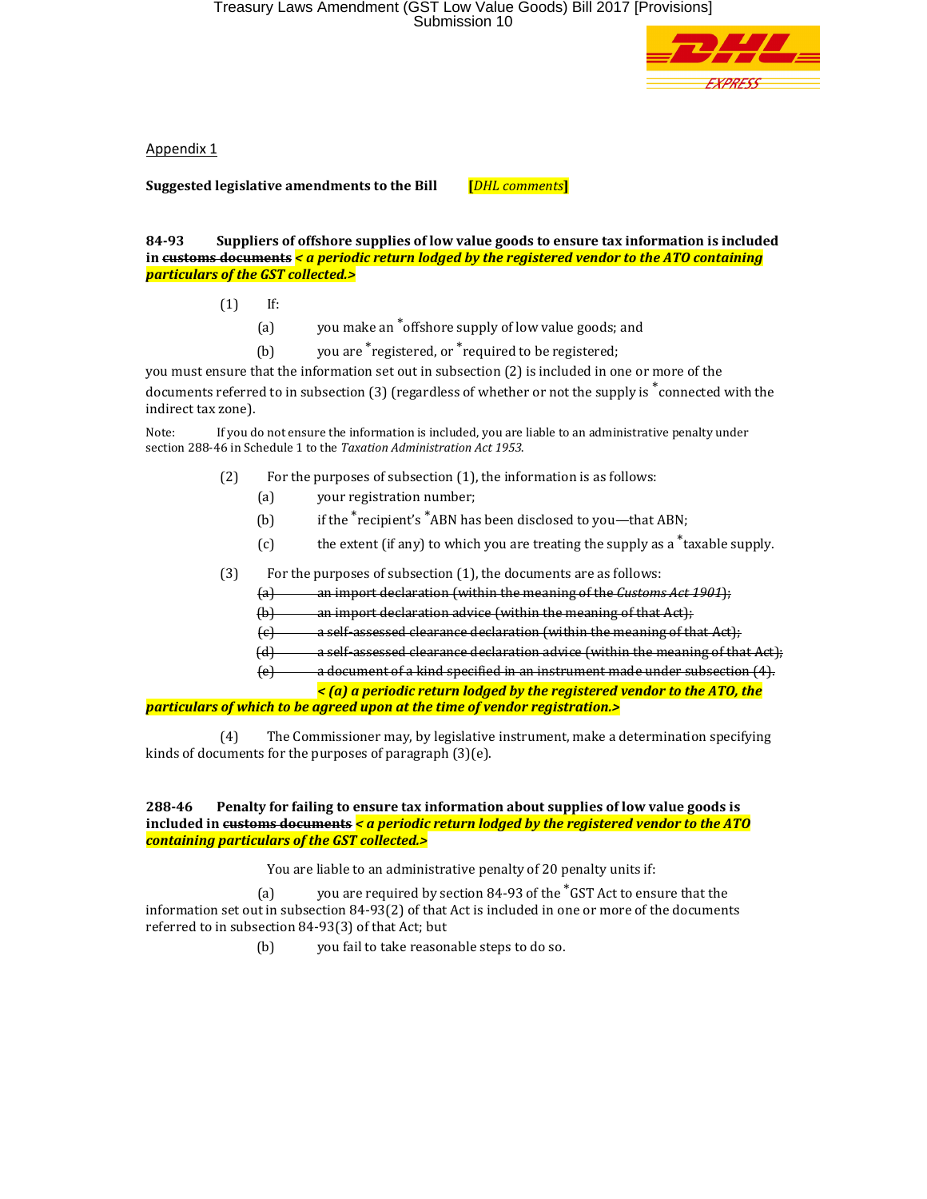Appendix 1

**Suggested legislative amendments to the Bill** **[*DHL comments*]**

**84-93 Suppliers of offshore supplies of low value goods to ensure tax information is included in ~~customs documents~~ *< a periodic return lodged by the registered vendor to the ATO containing particulars of the GST collected.>***

(1) If:

(a) you make an *offshore supply of low value goods; and

(b) you are *registered, or *required to be registered;

you must ensure that the information set out in subsection (2) is included in one or more of the documents referred to in subsection (3) (regardless of whether or not the supply is *connected with the indirect tax zone).

Note: If you do not ensure the information is included, you are liable to an administrative penalty under section 288-46 in Schedule 1 to the *Taxation Administration Act 1953*.

(2) For the purposes of subsection (1), the information is as follows:

(a) your registration number;

(b) if the *recipient's *ABN has been disclosed to you—that ABN;

(c) the extent (if any) to which you are treating the supply as a *taxable supply.

(3) For the purposes of subsection (1), the documents are as follows:

~~(a) an import declaration (within the meaning of the *Customs Act 1901*);~~

~~(b) an import declaration advice (within the meaning of that Act);~~

~~(c) a self-assessed clearance declaration (within the meaning of that Act);~~

~~(d) a self-assessed clearance declaration advice (within the meaning of that Act);~~

~~(e) a document of a kind specified in an instrument made under subsection (4).~~

***< (a) a periodic return lodged by the registered vendor to the ATO, the particulars of which to be agreed upon at the time of vendor registration.>***

(4) The Commissioner may, by legislative instrument, make a determination specifying kinds of documents for the purposes of paragraph (3)(e).

**288-46 Penalty for failing to ensure tax information about supplies of low value goods is included in ~~customs documents~~ *< a periodic return lodged by the registered vendor to the ATO containing particulars of the GST collected.>***

You are liable to an administrative penalty of 20 penalty units if:

(a) you are required by section 84-93 of the *GST Act to ensure that the information set out in subsection 84-93(2) of that Act is included in one or more of the documents referred to in subsection 84-93(3) of that Act; but

(b) you fail to take reasonable steps to do so.